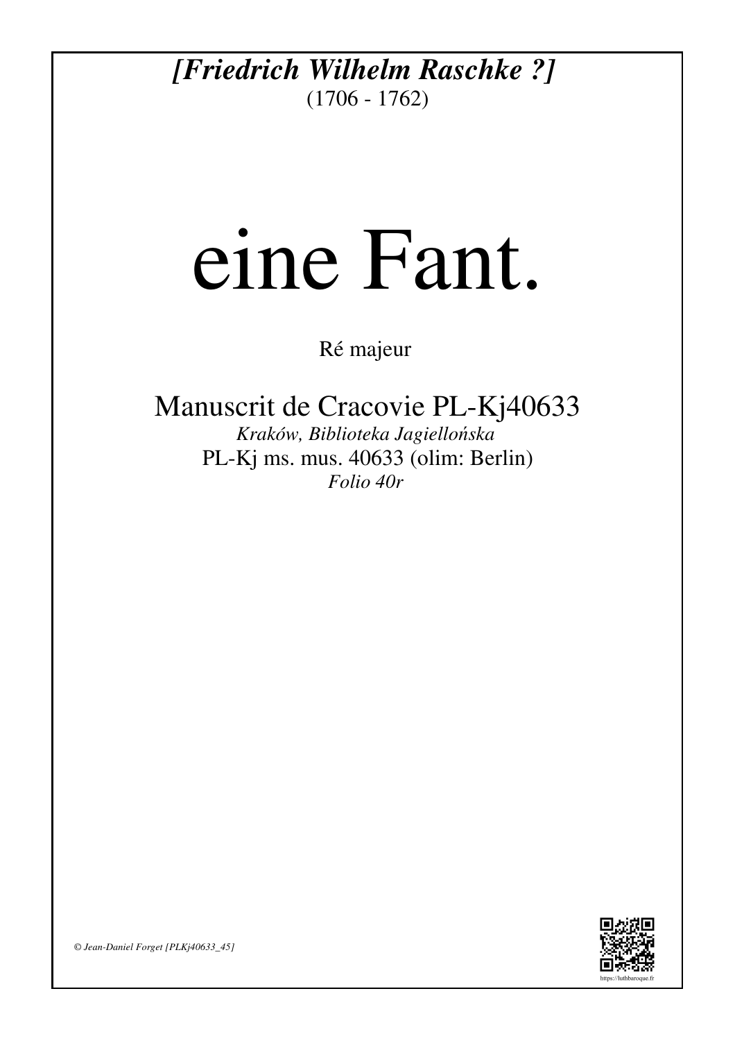***[Friedrich Wilhelm Raschke ?]***

(1706 - 1762)

# eine Fant.

Ré majeur

## Manuscrit de Cracovie PL-Kj40633

*Kraków, Biblioteka Jagiellońska*

PL-Kj ms. mus. 40633 (olim: Berlin)

*Folio 40r*

*© Jean-Daniel Forget [PLKj40633_45]*

https://luthbaroque.fr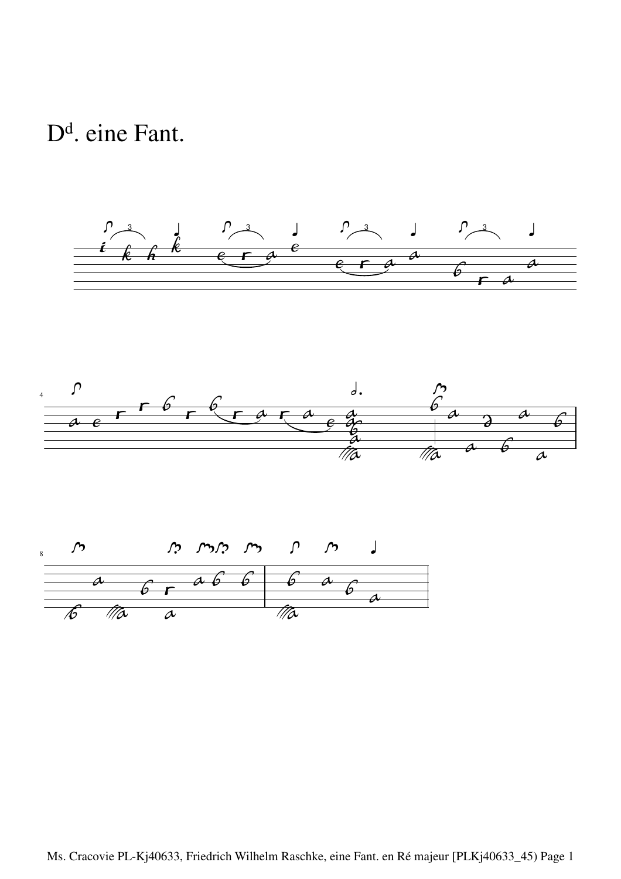# D[d]. eine Fant.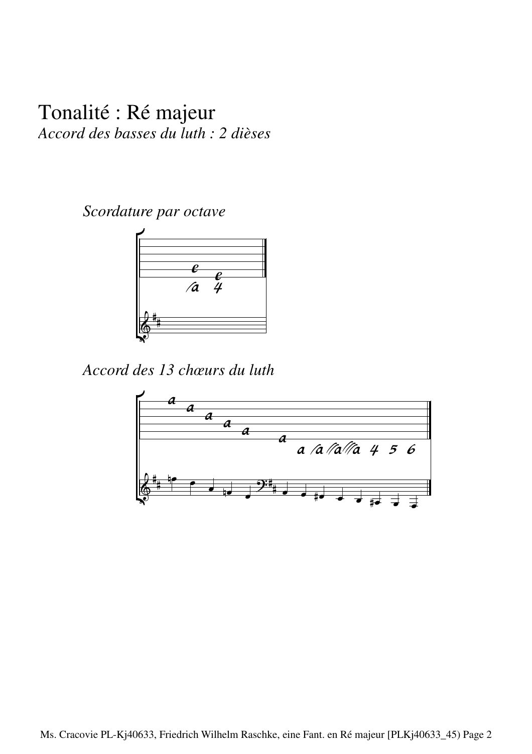# Tonalité : Ré majeur

*Accord des basses du luth : 2 dièses*

*Scordature par octave*

*Accord des 13 chœurs du luth*